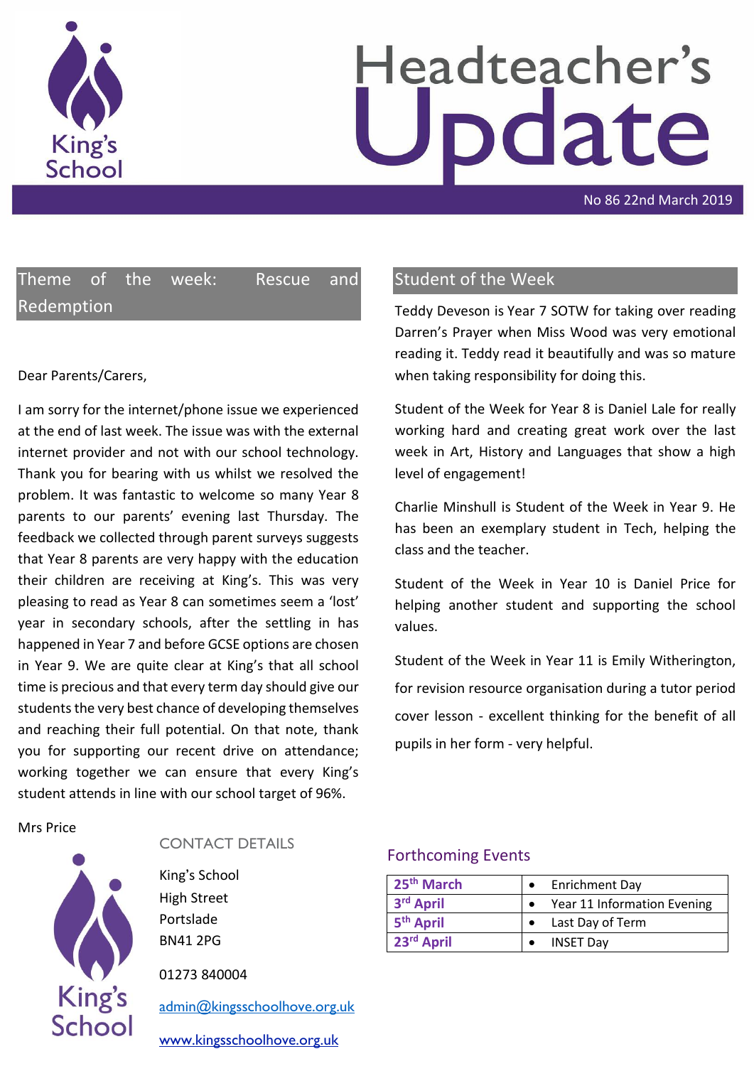# Headteacher's Update

No 86 22nd March 2019

## Theme of the week: Rescue and Redemption

Dear Parents/Carers,

I am sorry for the internet/phone issue we experienced at the end of last week. The issue was with the external internet provider and not with our school technology. Thank you for bearing with us whilst we resolved the problem. It was fantastic to welcome so many Year 8 parents to our parents' evening last Thursday. The feedback we collected through parent surveys suggests that Year 8 parents are very happy with the education their children are receiving at King's. This was very pleasing to read as Year 8 can sometimes seem a 'lost' year in secondary schools, after the settling in has happened in Year 7 and before GCSE options are chosen in Year 9. We are quite clear at King's that all school time is precious and that every term day should give our students the very best chance of developing themselves and reaching their full potential. On that note, thank you for supporting our recent drive on attendance; working together we can ensure that every King's student attends in line with our school target of 96%.

Mrs Price

## Student of the Week

Teddy Deveson is Year 7 SOTW for taking over reading Darren's Prayer when Miss Wood was very emotional reading it. Teddy read it beautifully and was so mature when taking responsibility for doing this.

Student of the Week for Year 8 is Daniel Lale for really working hard and creating great work over the last week in Art, History and Languages that show a high level of engagement!

Charlie Minshull is Student of the Week in Year 9. He has been an exemplary student in Tech, helping the class and the teacher.

Student of the Week in Year 10 is Daniel Price for helping another student and supporting the school values.

Student of the Week in Year 11 is Emily Witherington, for revision resource organisation during a tutor period cover lesson - excellent thinking for the benefit of all pupils in her form - very helpful.

## CONTACT DETAILS

King's School
High Street
Portslade
BN41 2PG

01273 840004

admin@kingsschoolhove.org.uk

www.kingsschoolhove.org.uk

## Forthcoming Events

| Date | Event |
|---|---|
| 25th March | • Enrichment Day |
| 3rd April | • Year 11 Information Evening |
| 5th April | • Last Day of Term |
| 23rd April | • INSET Day |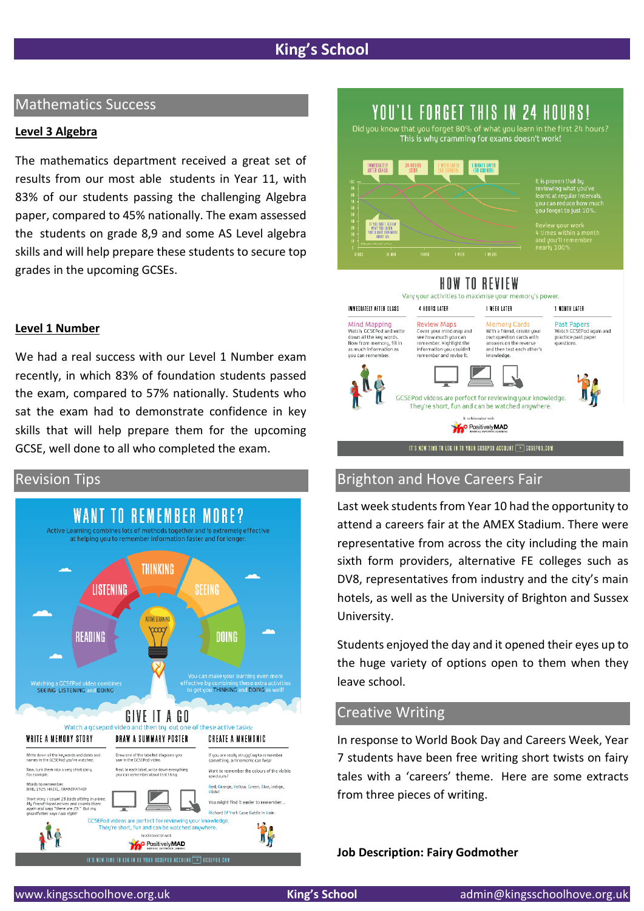## Mathematics Success

**Level 3 Algebra**

The mathematics department received a great set of results from our most able students in Year 11, with 83% of our students passing the challenging Algebra paper, compared to 45% nationally. The exam assessed the students on grade 8,9 and some AS Level algebra skills and will help prepare these students to secure top grades in the upcoming GCSEs.

**Level 1 Number**

We had a real success with our Level 1 Number exam recently, in which 83% of foundation students passed the exam, compared to 57% nationally. Students who sat the exam had to demonstrate confidence in key skills that will help prepare them for the upcoming GCSE, well done to all who completed the exam.

## Revision Tips

# WANT TO REMEMBER MORE?

Active Learning combines lots of methods together and is extremely effective at helping you to remember information faster and for longer.

READING · LISTENING · THINKING · SEEING · DOING

ACTIVE LEARNING

Watching a GCSEPod video combines SEEING, LISTENING and DOING

You can make your learning even more effective by combining these extra activities to get you THINKING and DOING as well!

### GIVE IT A GO

Watch a gcsepod video and then try out one of these active tasks:

**WRITE A MEMORY STORY**

Write down all the key words and dates and names in the GCSEPod you've watched.

Now, turn them into a very short story. For example:

Words to remember: BIRD, 1925, HAZEL, GRANDFATHER

Short story: I count 19 birds sitting in a tree. My friend Hazel arrives and counts them again and says "there are 25." But my grandfather says I am right!

**DRAW A SUMMARY POSTER**

Draw one of the labelled diagrams you saw in the GCSEPod video.

Next to each label, write down everything you can remember about that thing.

**CREATE A MNEMONIC**

If you are really struggling to remember something, a mnemonic can help!

Want to remember the colours of the visible spectrum?

Red, Orange, Yellow, Green, Blue, Indigo, Violet

You might find it easier to remember…

Richard Of York Gave Battle In Vain

GCSEPod videos are perfect for reviewing your knowledge. They're short, fun and can be watched anywhere.

In collaboration with PositivelyMAD

IT'S NOW TIME TO LOG IN TO YOUR GCSEPOD ACCOUNT GCSEPOD.COM

# YOU'LL FORGET THIS IN 24 HOURS!

Did you know that you forget 80% of what you learn in the first 24 hours? This is why cramming for exams doesn't work!

IMMEDIATELY AFTER CLASS · 24 HOURS LATER · 1 WEEK LATER · 1 MONTH LATER

It is proven that by reviewing what you've learnt at regular intervals, you can reduce how much you forget to just 10%.

Review your work 4 times within a month and you'll remember nearly 100%

### HOW TO REVIEW

Vary your activities to maximise your memory's power.

| IMMEDIATELY AFTER CLASS | 24 HOURS LATER | 1 WEEK LATER | 1 MONTH LATER |
|---|---|---|---|
| **Mind Mapping** Watch GCSEPod and write down all the key words. Now from memory, fill in as much information as you can remember. | **Review Maps** Cover your mind map and see how much you can remember. Highlight the information you couldn't remember and revise it. | **Memory Cards** With a friend, create your own question cards with answers on the reverse and then test each other's knowledge. | **Past Papers** Watch GCSEPod again and practice past paper questions. |

GCSEPod videos are perfect for reviewing your knowledge. They're short, fun and can be watched anywhere.

In collaboration with PositivelyMAD

IT'S NOW TIME TO LOG IN TO YOUR GCSEPOD ACCOUNT GCSEPOD.COM

## Brighton and Hove Careers Fair

Last week students from Year 10 had the opportunity to attend a careers fair at the AMEX Stadium. There were representative from across the city including the main sixth form providers, alternative FE colleges such as DV8, representatives from industry and the city's main hotels, as well as the University of Brighton and Sussex University.

Students enjoyed the day and it opened their eyes up to the huge variety of options open to them when they leave school.

## Creative Writing

In response to World Book Day and Careers Week, Year 7 students have been free writing short twists on fairy tales with a 'careers' theme. Here are some extracts from three pieces of writing.

**Job Description: Fairy Godmother**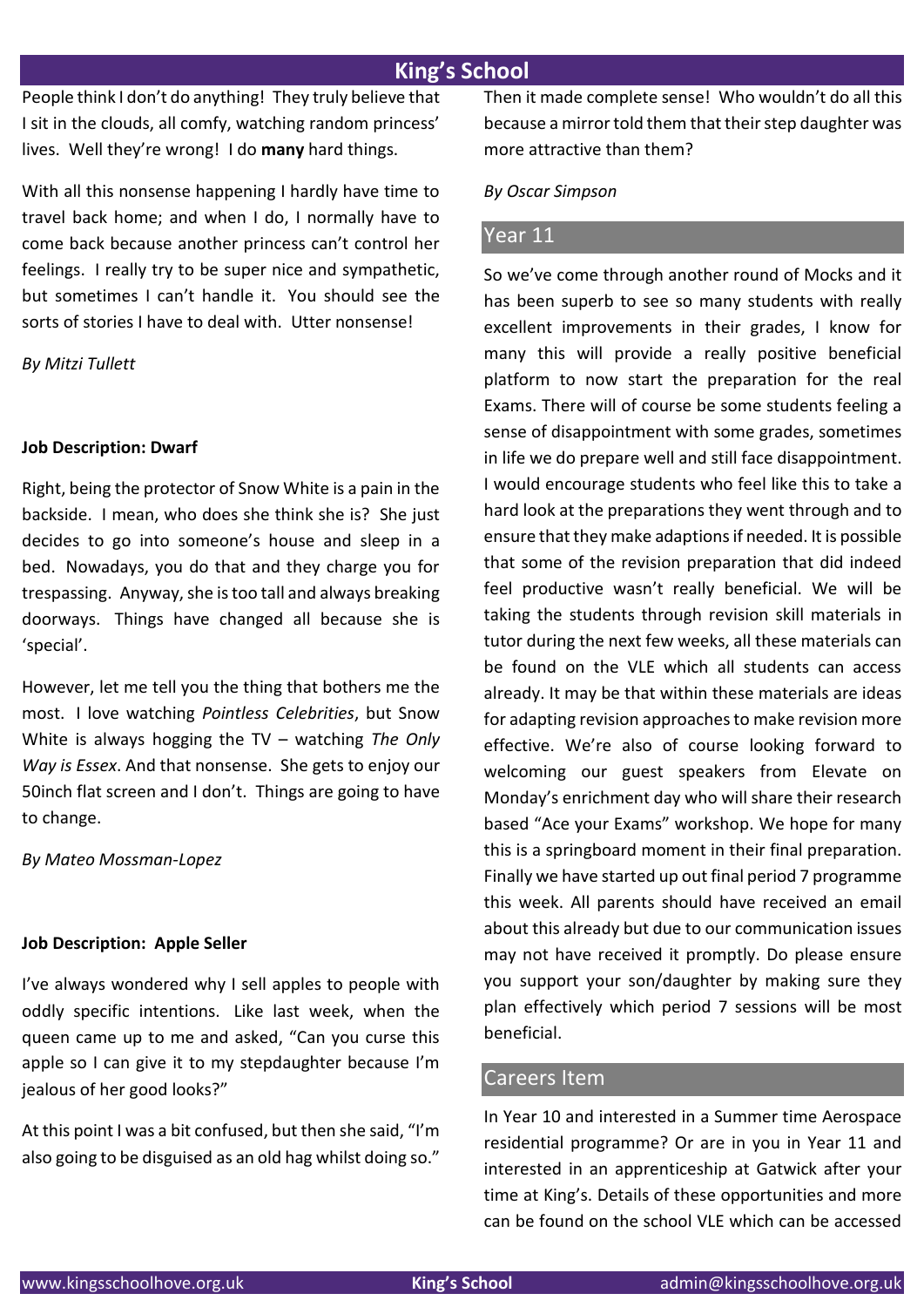People think I don't do anything! They truly believe that I sit in the clouds, all comfy, watching random princess' lives. Well they're wrong! I do **many** hard things.

With all this nonsense happening I hardly have time to travel back home; and when I do, I normally have to come back because another princess can't control her feelings. I really try to be super nice and sympathetic, but sometimes I can't handle it. You should see the sorts of stories I have to deal with. Utter nonsense!

*By Mitzi Tullett*

**Job Description: Dwarf**

Right, being the protector of Snow White is a pain in the backside. I mean, who does she think she is? She just decides to go into someone's house and sleep in a bed. Nowadays, you do that and they charge you for trespassing. Anyway, she is too tall and always breaking doorways. Things have changed all because she is 'special'.

However, let me tell you the thing that bothers me the most. I love watching *Pointless Celebrities*, but Snow White is always hogging the TV – watching *The Only Way is Essex*. And that nonsense. She gets to enjoy our 50inch flat screen and I don't. Things are going to have to change.

*By Mateo Mossman-Lopez*

**Job Description: Apple Seller**

I've always wondered why I sell apples to people with oddly specific intentions. Like last week, when the queen came up to me and asked, "Can you curse this apple so I can give it to my stepdaughter because I'm jealous of her good looks?"

At this point I was a bit confused, but then she said, "I'm also going to be disguised as an old hag whilst doing so." Then it made complete sense! Who wouldn't do all this because a mirror told them that their step daughter was more attractive than them?

*By Oscar Simpson*

## Year 11

So we've come through another round of Mocks and it has been superb to see so many students with really excellent improvements in their grades, I know for many this will provide a really positive beneficial platform to now start the preparation for the real Exams. There will of course be some students feeling a sense of disappointment with some grades, sometimes in life we do prepare well and still face disappointment. I would encourage students who feel like this to take a hard look at the preparations they went through and to ensure that they make adaptions if needed. It is possible that some of the revision preparation that did indeed feel productive wasn't really beneficial. We will be taking the students through revision skill materials in tutor during the next few weeks, all these materials can be found on the VLE which all students can access already. It may be that within these materials are ideas for adapting revision approaches to make revision more effective. We're also of course looking forward to welcoming our guest speakers from Elevate on Monday's enrichment day who will share their research based "Ace your Exams" workshop. We hope for many this is a springboard moment in their final preparation. Finally we have started up out final period 7 programme this week. All parents should have received an email about this already but due to our communication issues may not have received it promptly. Do please ensure you support your son/daughter by making sure they plan effectively which period 7 sessions will be most beneficial.

## Careers Item

In Year 10 and interested in a Summer time Aerospace residential programme? Or are in you in Year 11 and interested in an apprenticeship at Gatwick after your time at King's. Details of these opportunities and more can be found on the school VLE which can be accessed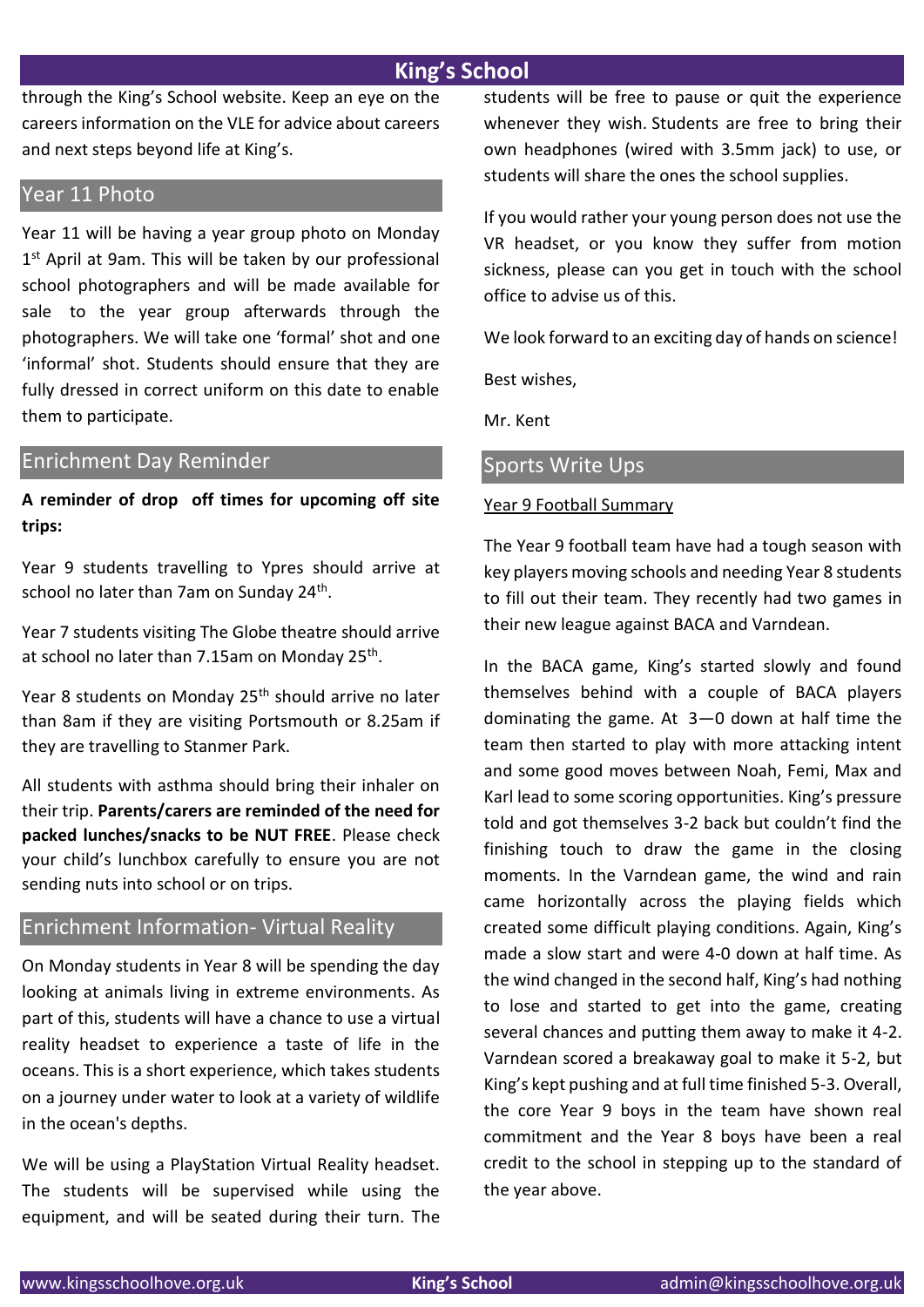through the King's School website. Keep an eye on the careers information on the VLE for advice about careers and next steps beyond life at King's.

## Year 11 Photo

Year 11 will be having a year group photo on Monday 1st April at 9am. This will be taken by our professional school photographers and will be made available for sale to the year group afterwards through the photographers. We will take one 'formal' shot and one 'informal' shot. Students should ensure that they are fully dressed in correct uniform on this date to enable them to participate.

## Enrichment Day Reminder

**A reminder of drop off times for upcoming off site trips:**

Year 9 students travelling to Ypres should arrive at school no later than 7am on Sunday 24th.

Year 7 students visiting The Globe theatre should arrive at school no later than 7.15am on Monday 25th.

Year 8 students on Monday 25th should arrive no later than 8am if they are visiting Portsmouth or 8.25am if they are travelling to Stanmer Park.

All students with asthma should bring their inhaler on their trip. **Parents/carers are reminded of the need for packed lunches/snacks to be NUT FREE**. Please check your child's lunchbox carefully to ensure you are not sending nuts into school or on trips.

## Enrichment Information- Virtual Reality

On Monday students in Year 8 will be spending the day looking at animals living in extreme environments. As part of this, students will have a chance to use a virtual reality headset to experience a taste of life in the oceans. This is a short experience, which takes students on a journey under water to look at a variety of wildlife in the ocean's depths.

We will be using a PlayStation Virtual Reality headset. The students will be supervised while using the equipment, and will be seated during their turn. The students will be free to pause or quit the experience whenever they wish. Students are free to bring their own headphones (wired with 3.5mm jack) to use, or students will share the ones the school supplies.

If you would rather your young person does not use the VR headset, or you know they suffer from motion sickness, please can you get in touch with the school office to advise us of this.

We look forward to an exciting day of hands on science!

Best wishes,

Mr. Kent

## Sports Write Ups

Year 9 Football Summary

The Year 9 football team have had a tough season with key players moving schools and needing Year 8 students to fill out their team. They recently had two games in their new league against BACA and Varndean.

In the BACA game, King's started slowly and found themselves behind with a couple of BACA players dominating the game. At 3—0 down at half time the team then started to play with more attacking intent and some good moves between Noah, Femi, Max and Karl lead to some scoring opportunities. King's pressure told and got themselves 3-2 back but couldn't find the finishing touch to draw the game in the closing moments. In the Varndean game, the wind and rain came horizontally across the playing fields which created some difficult playing conditions. Again, King's made a slow start and were 4-0 down at half time. As the wind changed in the second half, King's had nothing to lose and started to get into the game, creating several chances and putting them away to make it 4-2. Varndean scored a breakaway goal to make it 5-2, but King's kept pushing and at full time finished 5-3. Overall, the core Year 9 boys in the team have shown real commitment and the Year 8 boys have been a real credit to the school in stepping up to the standard of the year above.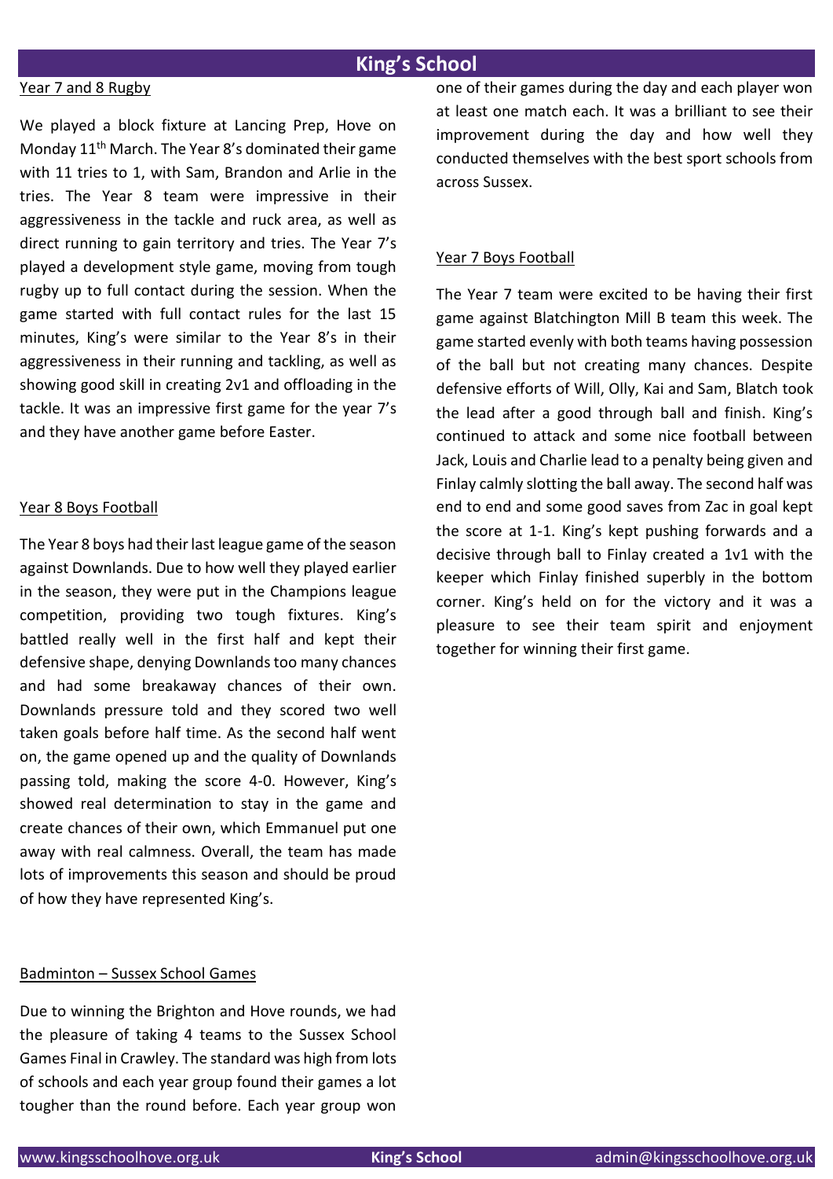## King's School

Year 7 and 8 Rugby

We played a block fixture at Lancing Prep, Hove on Monday 11th March. The Year 8's dominated their game with 11 tries to 1, with Sam, Brandon and Arlie in the tries. The Year 8 team were impressive in their aggressiveness in the tackle and ruck area, as well as direct running to gain territory and tries. The Year 7's played a development style game, moving from tough rugby up to full contact during the session. When the game started with full contact rules for the last 15 minutes, King's were similar to the Year 8's in their aggressiveness in their running and tackling, as well as showing good skill in creating 2v1 and offloading in the tackle. It was an impressive first game for the year 7's and they have another game before Easter.

Year 8 Boys Football

The Year 8 boys had their last league game of the season against Downlands. Due to how well they played earlier in the season, they were put in the Champions league competition, providing two tough fixtures. King's battled really well in the first half and kept their defensive shape, denying Downlands too many chances and had some breakaway chances of their own. Downlands pressure told and they scored two well taken goals before half time. As the second half went on, the game opened up and the quality of Downlands passing told, making the score 4-0. However, King's showed real determination to stay in the game and create chances of their own, which Emmanuel put one away with real calmness. Overall, the team has made lots of improvements this season and should be proud of how they have represented King's.

Badminton – Sussex School Games

Due to winning the Brighton and Hove rounds, we had the pleasure of taking 4 teams to the Sussex School Games Final in Crawley. The standard was high from lots of schools and each year group found their games a lot tougher than the round before. Each year group won one of their games during the day and each player won at least one match each. It was a brilliant to see their improvement during the day and how well they conducted themselves with the best sport schools from across Sussex.

Year 7 Boys Football

The Year 7 team were excited to be having their first game against Blatchington Mill B team this week. The game started evenly with both teams having possession of the ball but not creating many chances. Despite defensive efforts of Will, Olly, Kai and Sam, Blatch took the lead after a good through ball and finish. King's continued to attack and some nice football between Jack, Louis and Charlie lead to a penalty being given and Finlay calmly slotting the ball away. The second half was end to end and some good saves from Zac in goal kept the score at 1-1. King's kept pushing forwards and a decisive through ball to Finlay created a 1v1 with the keeper which Finlay finished superbly in the bottom corner. King's held on for the victory and it was a pleasure to see their team spirit and enjoyment together for winning their first game.